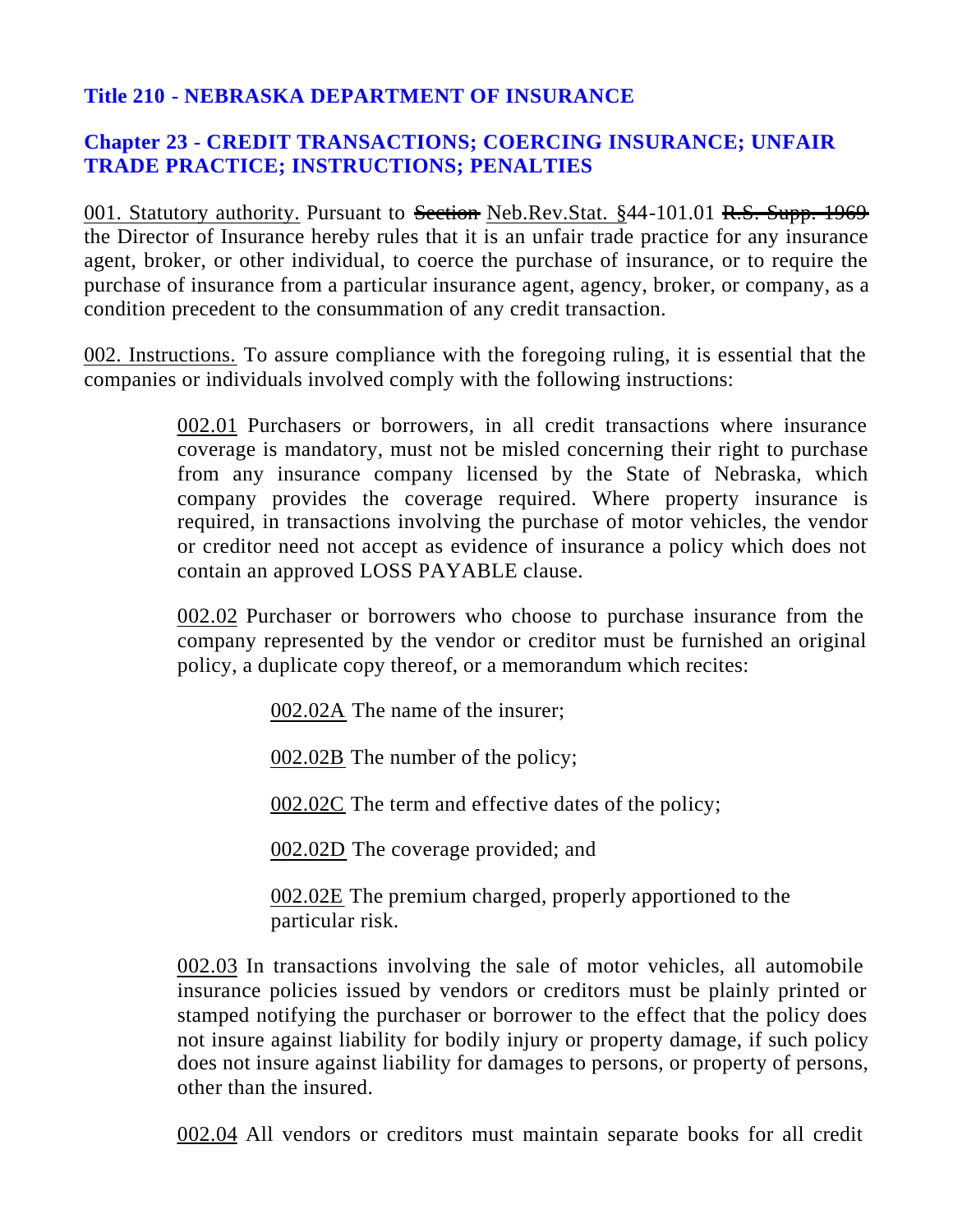## Title 210 - NEBRASKA DEPARTMENT OF INSURANCE

## Chapter 23 - CREDIT TRANSACTIONS; COERCING INSURANCE; UNFAIR TRADE PRACTICE; INSTRUCTIONS; PENALTIES

001. Statutory authority. Pursuant to ~~Section~~ Neb.Rev.Stat. §44-101.01 ~~R.S. Supp. 1969~~ the Director of Insurance hereby rules that it is an unfair trade practice for any insurance agent, broker, or other individual, to coerce the purchase of insurance, or to require the purchase of insurance from a particular insurance agent, agency, broker, or company, as a condition precedent to the consummation of any credit transaction.

002. Instructions. To assure compliance with the foregoing ruling, it is essential that the companies or individuals involved comply with the following instructions:

002.01 Purchasers or borrowers, in all credit transactions where insurance coverage is mandatory, must not be misled concerning their right to purchase from any insurance company licensed by the State of Nebraska, which company provides the coverage required. Where property insurance is required, in transactions involving the purchase of motor vehicles, the vendor or creditor need not accept as evidence of insurance a policy which does not contain an approved LOSS PAYABLE clause.

002.02 Purchaser or borrowers who choose to purchase insurance from the company represented by the vendor or creditor must be furnished an original policy, a duplicate copy thereof, or a memorandum which recites:

002.02A The name of the insurer;

002.02B The number of the policy;

002.02C The term and effective dates of the policy;

002.02D The coverage provided; and

002.02E The premium charged, properly apportioned to the particular risk.

002.03 In transactions involving the sale of motor vehicles, all automobile insurance policies issued by vendors or creditors must be plainly printed or stamped notifying the purchaser or borrower to the effect that the policy does not insure against liability for bodily injury or property damage, if such policy does not insure against liability for damages to persons, or property of persons, other than the insured.

002.04 All vendors or creditors must maintain separate books for all credit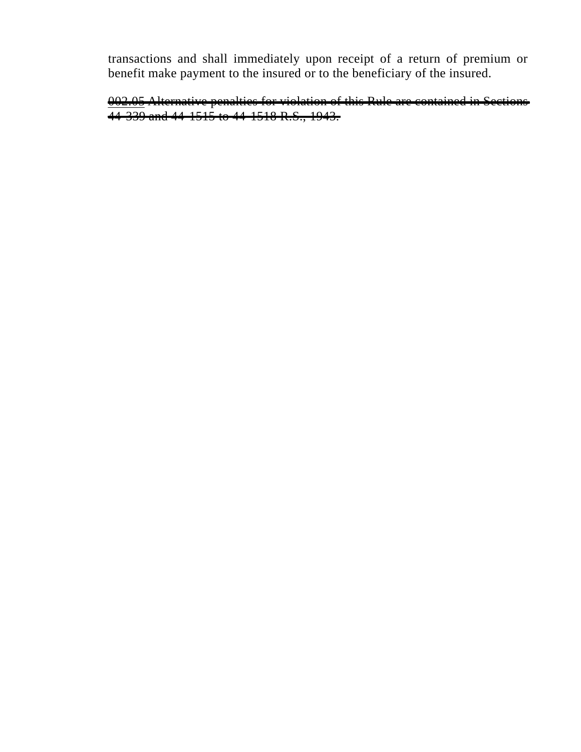transactions and shall immediately upon receipt of a return of premium or benefit make payment to the insured or to the beneficiary of the insured.

~~002.05 Alternative penalties for violation of this Rule are contained in Sections 44-339 and 44-1515 to 44-1518 R.S., 1943.~~